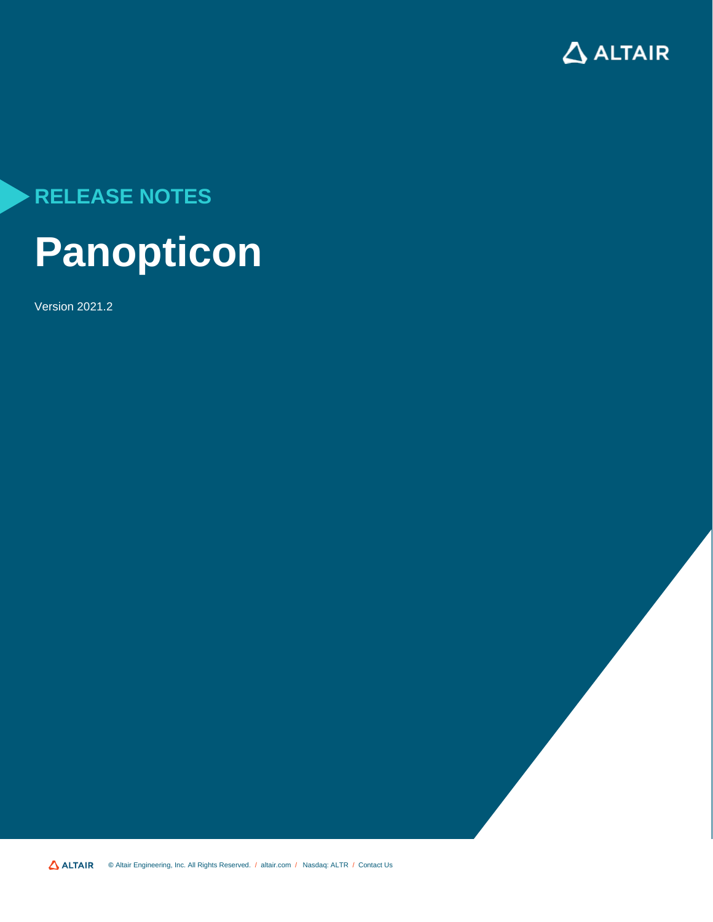ALTAIR

RELEASE NOTES

# Panopticon

Version 2021.2

© Altair Engineering, Inc. All Rights Reserved. / altair.com / Nasdaq: ALTR / Contact Us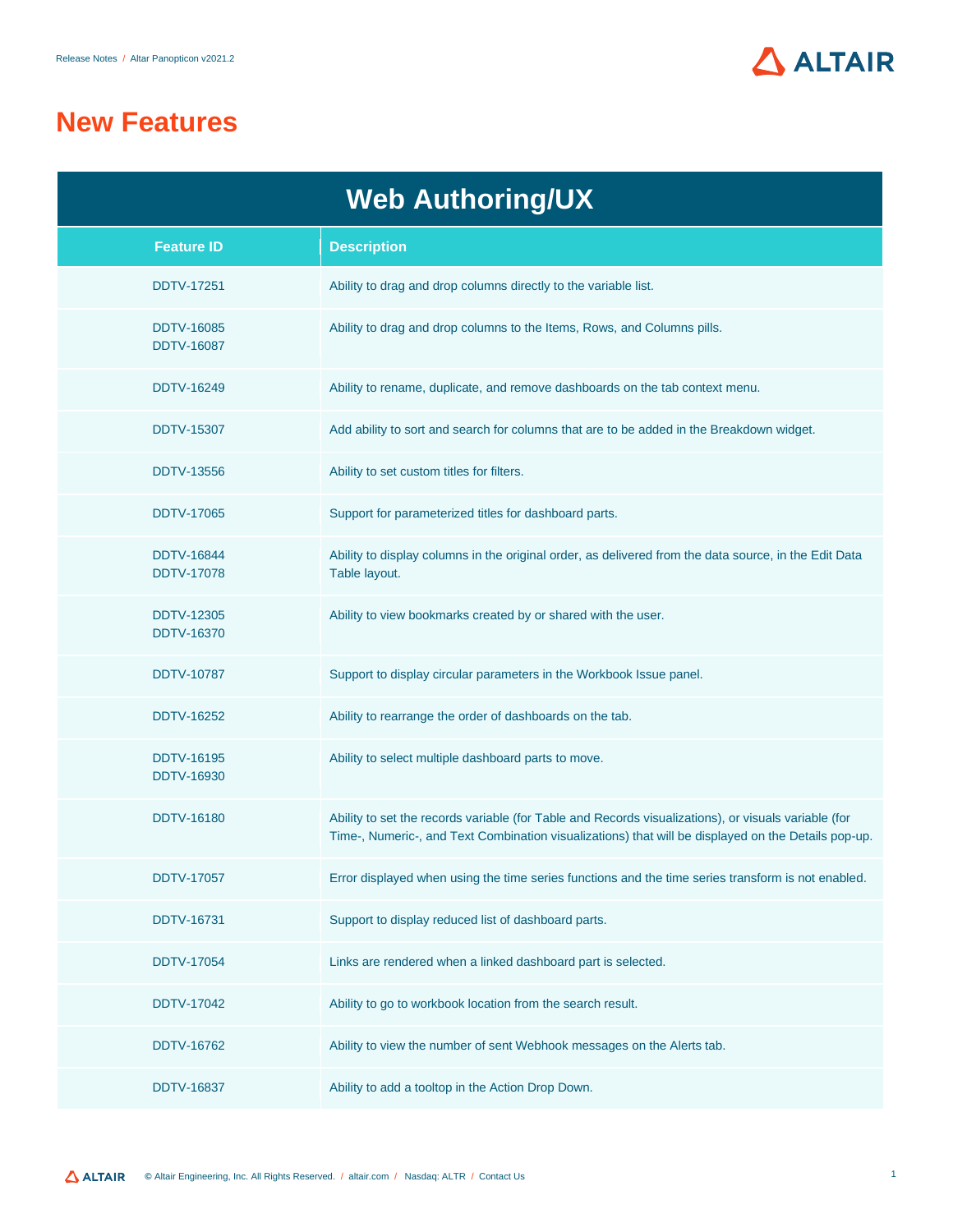# New Features

## Web Authoring/UX

| Feature ID | Description |
|---|---|
| DDTV-17251 | Ability to drag and drop columns directly to the variable list. |
| DDTV-16085<br>DDTV-16087 | Ability to drag and drop columns to the Items, Rows, and Columns pills. |
| DDTV-16249 | Ability to rename, duplicate, and remove dashboards on the tab context menu. |
| DDTV-15307 | Add ability to sort and search for columns that are to be added in the Breakdown widget. |
| DDTV-13556 | Ability to set custom titles for filters. |
| DDTV-17065 | Support for parameterized titles for dashboard parts. |
| DDTV-16844<br>DDTV-17078 | Ability to display columns in the original order, as delivered from the data source, in the Edit Data Table layout. |
| DDTV-12305<br>DDTV-16370 | Ability to view bookmarks created by or shared with the user. |
| DDTV-10787 | Support to display circular parameters in the Workbook Issue panel. |
| DDTV-16252 | Ability to rearrange the order of dashboards on the tab. |
| DDTV-16195<br>DDTV-16930 | Ability to select multiple dashboard parts to move. |
| DDTV-16180 | Ability to set the records variable (for Table and Records visualizations), or visuals variable (for Time-, Numeric-, and Text Combination visualizations) that will be displayed on the Details pop-up. |
| DDTV-17057 | Error displayed when using the time series functions and the time series transform is not enabled. |
| DDTV-16731 | Support to display reduced list of dashboard parts. |
| DDTV-17054 | Links are rendered when a linked dashboard part is selected. |
| DDTV-17042 | Ability to go to workbook location from the search result. |
| DDTV-16762 | Ability to view the number of sent Webhook messages on the Alerts tab. |
| DDTV-16837 | Ability to add a tooltop in the Action Drop Down. |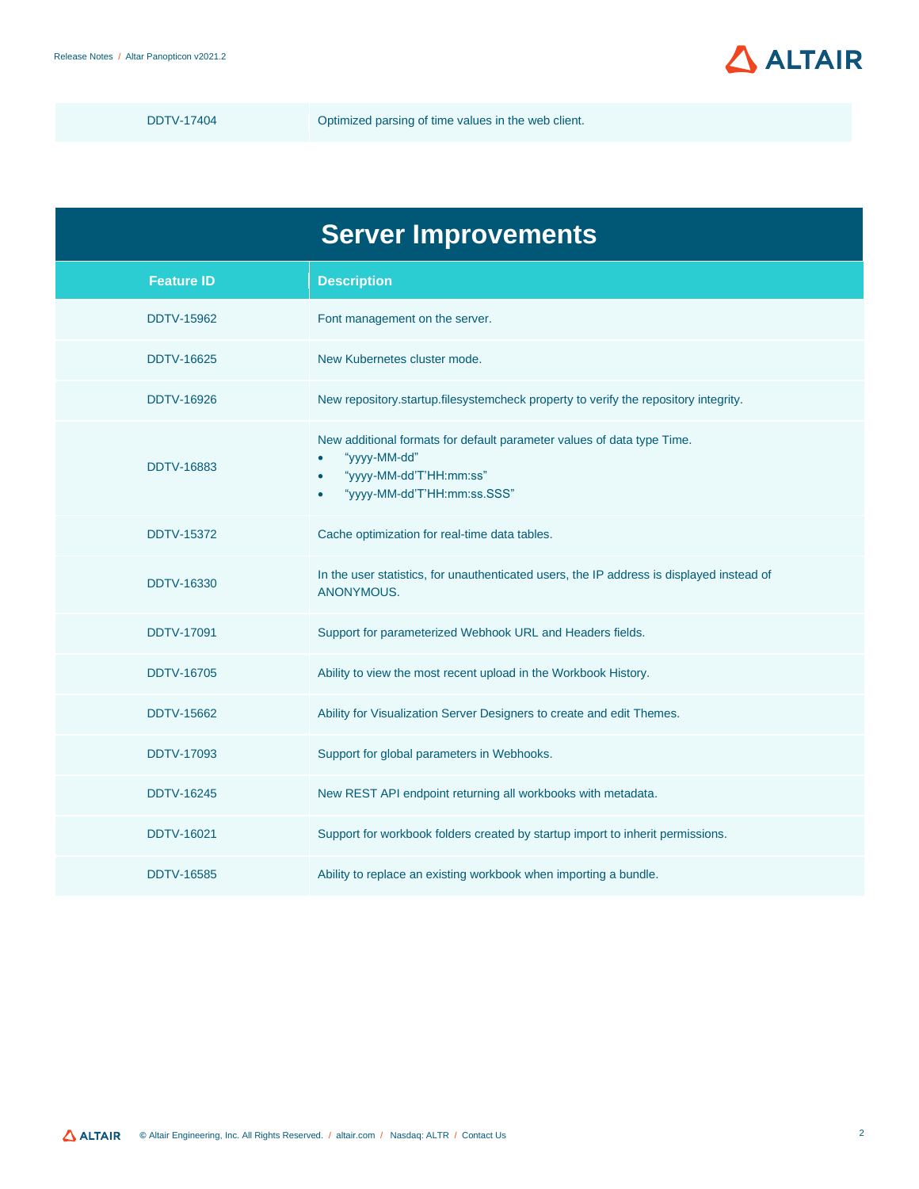| | |
|---|---|
| DDTV-17404 | Optimized parsing of time values in the web client. |

## Server Improvements

| Feature ID | Description |
|---|---|
| DDTV-15962 | Font management on the server. |
| DDTV-16625 | New Kubernetes cluster mode. |
| DDTV-16926 | New repository.startup.filesystemcheck property to verify the repository integrity. |
| DDTV-16883 | New additional formats for default parameter values of data type Time.<br>• “yyyy-MM-dd”<br>• “yyyy-MM-dd’T’HH:mm:ss”<br>• “yyyy-MM-dd’T’HH:mm:ss.SSS” |
| DDTV-15372 | Cache optimization for real-time data tables. |
| DDTV-16330 | In the user statistics, for unauthenticated users, the IP address is displayed instead of ANONYMOUS. |
| DDTV-17091 | Support for parameterized Webhook URL and Headers fields. |
| DDTV-16705 | Ability to view the most recent upload in the Workbook History. |
| DDTV-15662 | Ability for Visualization Server Designers to create and edit Themes. |
| DDTV-17093 | Support for global parameters in Webhooks. |
| DDTV-16245 | New REST API endpoint returning all workbooks with metadata. |
| DDTV-16021 | Support for workbook folders created by startup import to inherit permissions. |
| DDTV-16585 | Ability to replace an existing workbook when importing a bundle. |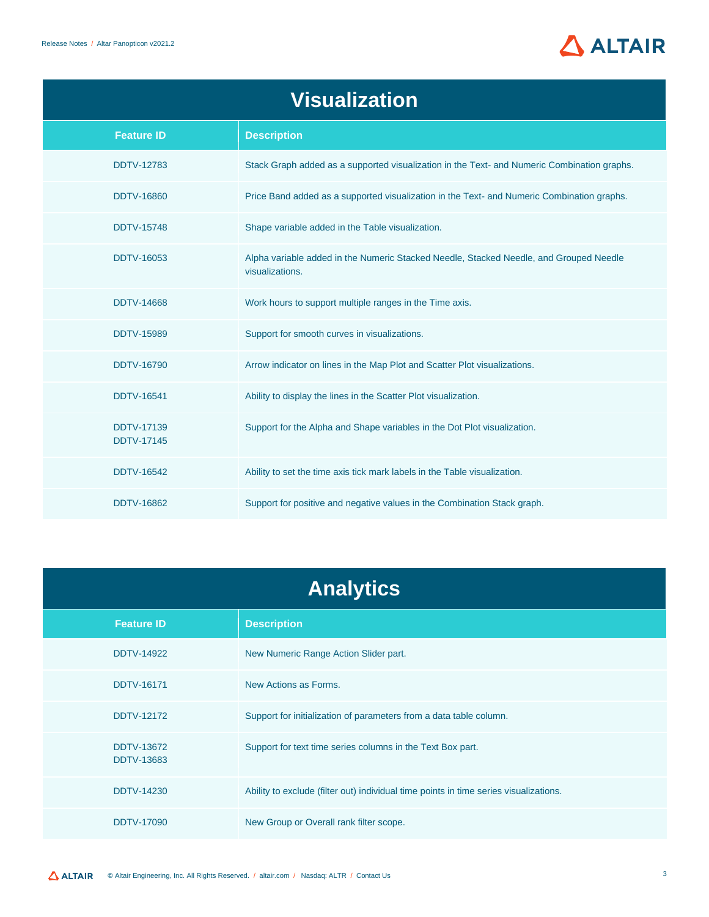## Visualization

| Feature ID | Description |
|---|---|
| DDTV-12783 | Stack Graph added as a supported visualization in the Text- and Numeric Combination graphs. |
| DDTV-16860 | Price Band added as a supported visualization in the Text- and Numeric Combination graphs. |
| DDTV-15748 | Shape variable added in the Table visualization. |
| DDTV-16053 | Alpha variable added in the Numeric Stacked Needle, Stacked Needle, and Grouped Needle visualizations. |
| DDTV-14668 | Work hours to support multiple ranges in the Time axis. |
| DDTV-15989 | Support for smooth curves in visualizations. |
| DDTV-16790 | Arrow indicator on lines in the Map Plot and Scatter Plot visualizations. |
| DDTV-16541 | Ability to display the lines in the Scatter Plot visualization. |
| DDTV-17139<br>DDTV-17145 | Support for the Alpha and Shape variables in the Dot Plot visualization. |
| DDTV-16542 | Ability to set the time axis tick mark labels in the Table visualization. |
| DDTV-16862 | Support for positive and negative values in the Combination Stack graph. |

## Analytics

| Feature ID | Description |
|---|---|
| DDTV-14922 | New Numeric Range Action Slider part. |
| DDTV-16171 | New Actions as Forms. |
| DDTV-12172 | Support for initialization of parameters from a data table column. |
| DDTV-13672<br>DDTV-13683 | Support for text time series columns in the Text Box part. |
| DDTV-14230 | Ability to exclude (filter out) individual time points in time series visualizations. |
| DDTV-17090 | New Group or Overall rank filter scope. |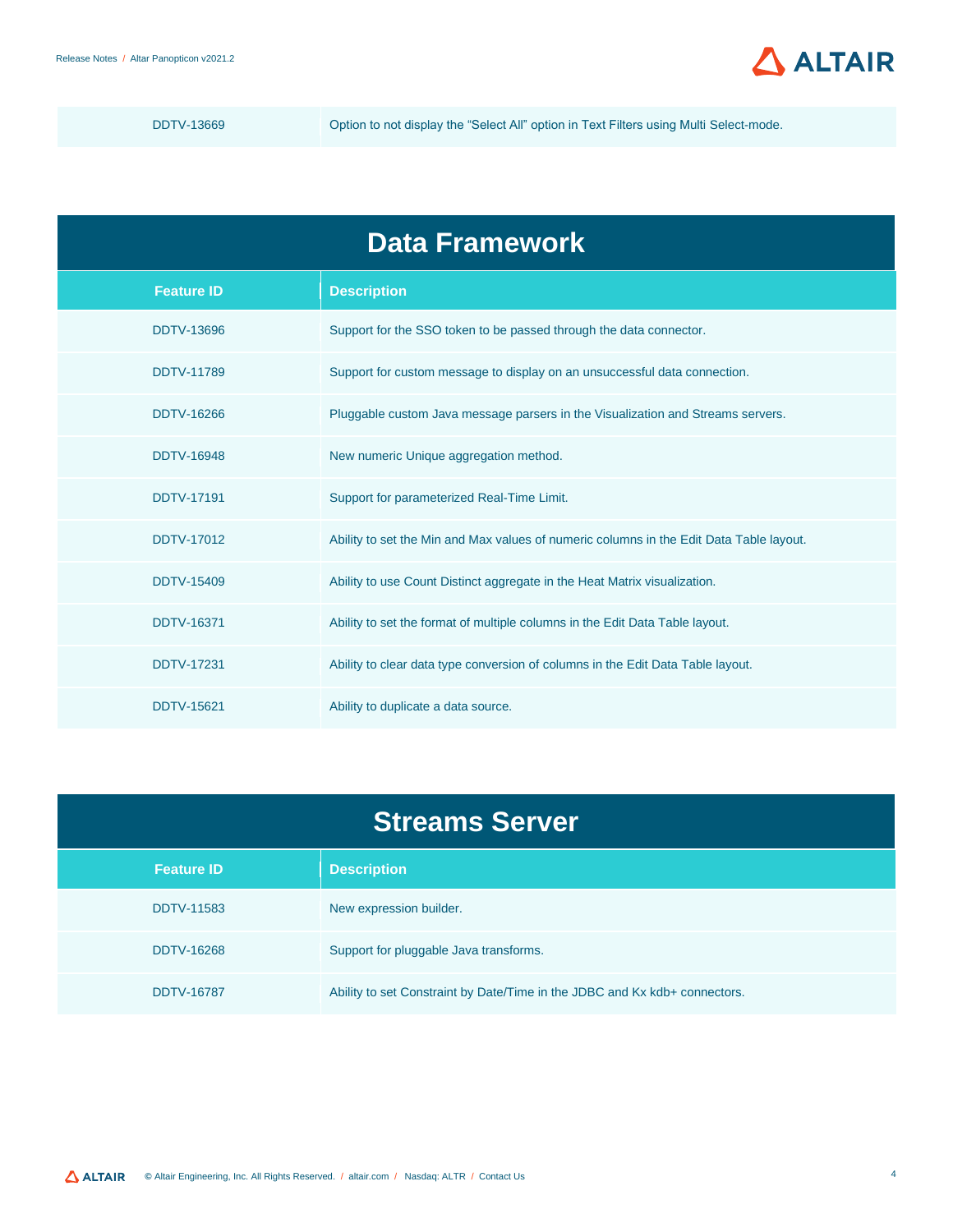| | |
|---|---|
| DDTV-13669 | Option to not display the “Select All” option in Text Filters using Multi Select-mode. |

## Data Framework

| Feature ID | Description |
|---|---|
| DDTV-13696 | Support for the SSO token to be passed through the data connector. |
| DDTV-11789 | Support for custom message to display on an unsuccessful data connection. |
| DDTV-16266 | Pluggable custom Java message parsers in the Visualization and Streams servers. |
| DDTV-16948 | New numeric Unique aggregation method. |
| DDTV-17191 | Support for parameterized Real-Time Limit. |
| DDTV-17012 | Ability to set the Min and Max values of numeric columns in the Edit Data Table layout. |
| DDTV-15409 | Ability to use Count Distinct aggregate in the Heat Matrix visualization. |
| DDTV-16371 | Ability to set the format of multiple columns in the Edit Data Table layout. |
| DDTV-17231 | Ability to clear data type conversion of columns in the Edit Data Table layout. |
| DDTV-15621 | Ability to duplicate a data source. |

## Streams Server

| Feature ID | Description |
|---|---|
| DDTV-11583 | New expression builder. |
| DDTV-16268 | Support for pluggable Java transforms. |
| DDTV-16787 | Ability to set Constraint by Date/Time in the JDBC and Kx kdb+ connectors. |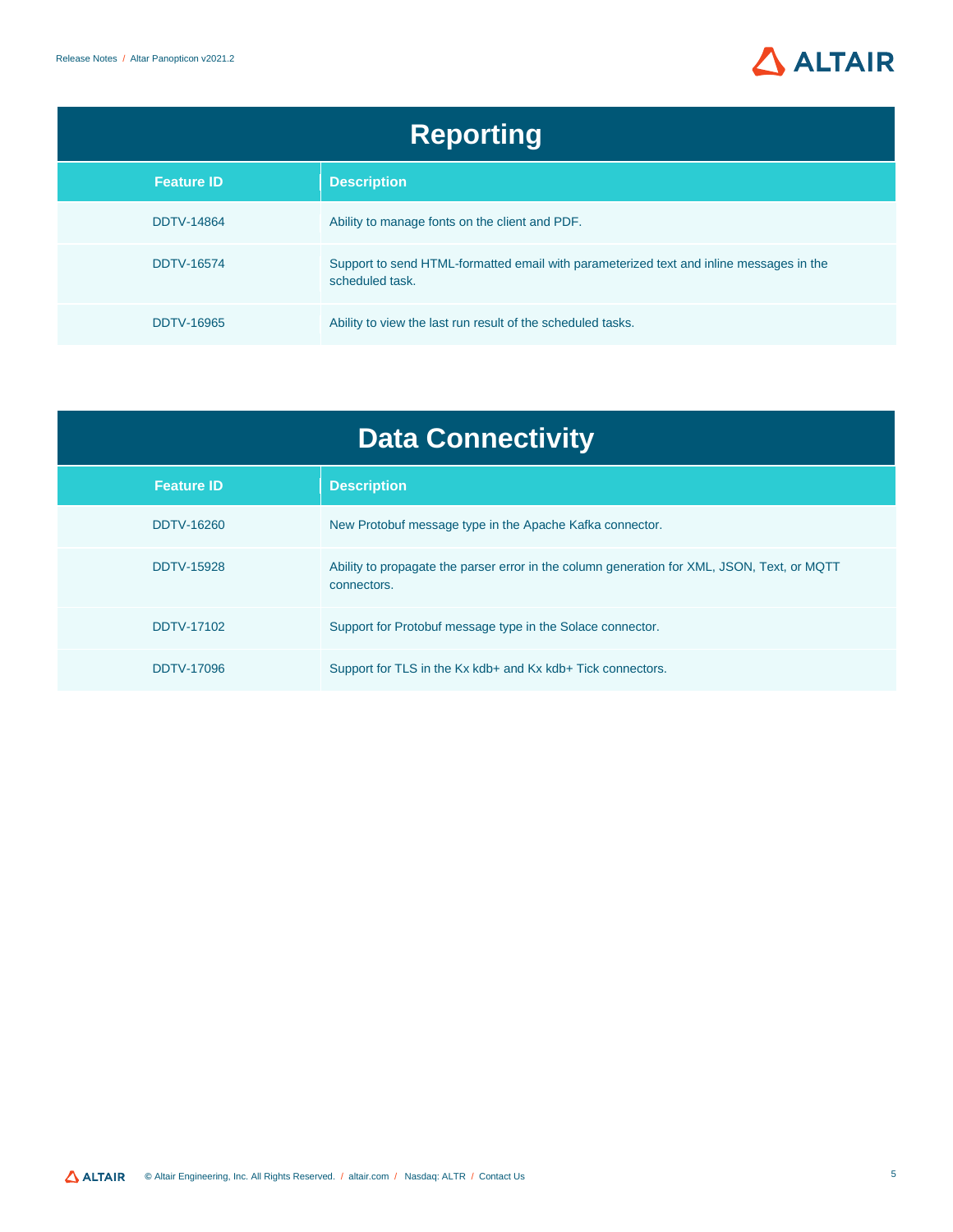## Reporting

| Feature ID | Description |
|---|---|
| DDTV-14864 | Ability to manage fonts on the client and PDF. |
| DDTV-16574 | Support to send HTML-formatted email with parameterized text and inline messages in the scheduled task. |
| DDTV-16965 | Ability to view the last run result of the scheduled tasks. |

## Data Connectivity

| Feature ID | Description |
|---|---|
| DDTV-16260 | New Protobuf message type in the Apache Kafka connector. |
| DDTV-15928 | Ability to propagate the parser error in the column generation for XML, JSON, Text, or MQTT connectors. |
| DDTV-17102 | Support for Protobuf message type in the Solace connector. |
| DDTV-17096 | Support for TLS in the Kx kdb+ and Kx kdb+ Tick connectors. |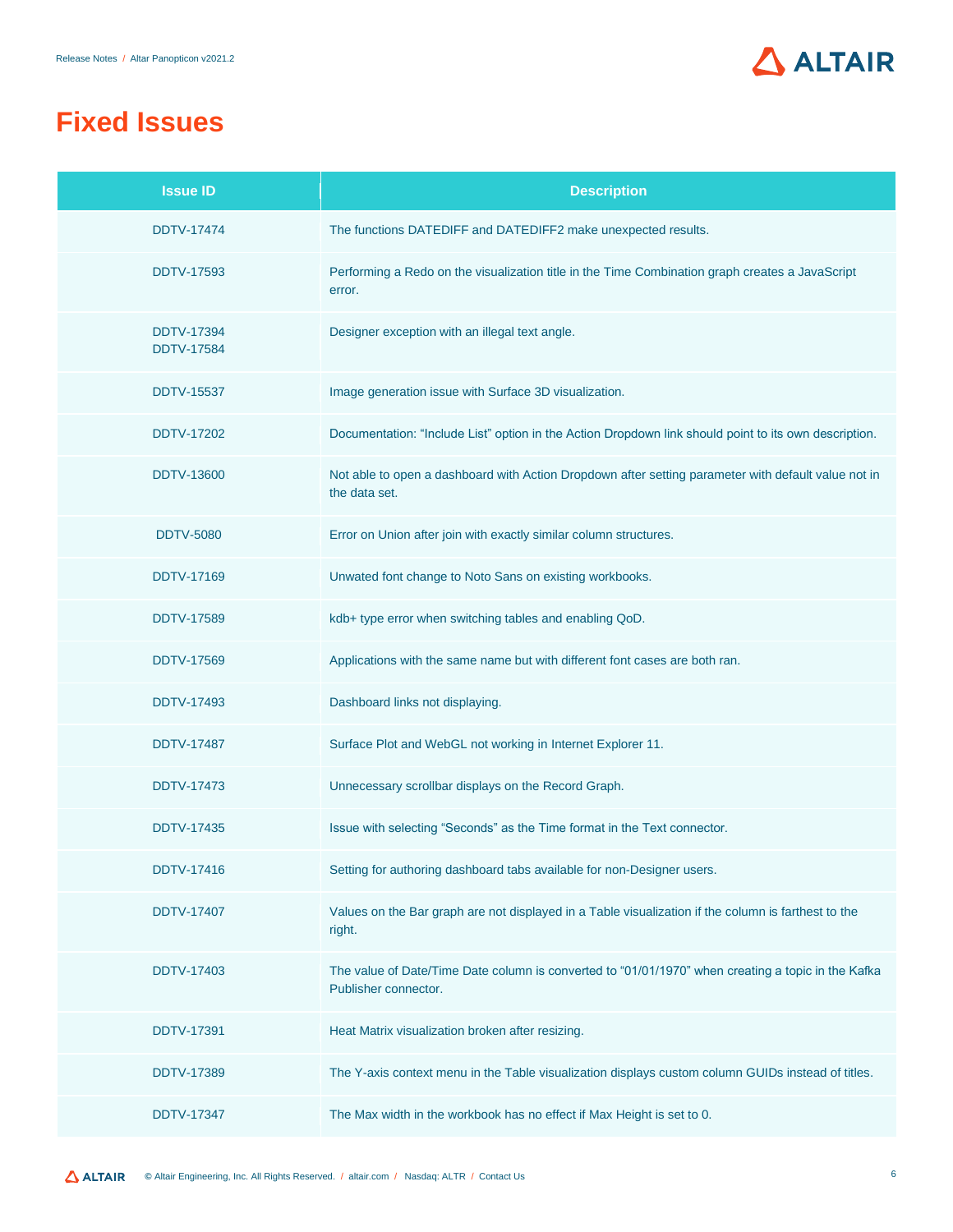# Fixed Issues

| Issue ID | Description |
|---|---|
| DDTV-17474 | The functions DATEDIFF and DATEDIFF2 make unexpected results. |
| DDTV-17593 | Performing a Redo on the visualization title in the Time Combination graph creates a JavaScript error. |
| DDTV-17394 DDTV-17584 | Designer exception with an illegal text angle. |
| DDTV-15537 | Image generation issue with Surface 3D visualization. |
| DDTV-17202 | Documentation: “Include List” option in the Action Dropdown link should point to its own description. |
| DDTV-13600 | Not able to open a dashboard with Action Dropdown after setting parameter with default value not in the data set. |
| DDTV-5080 | Error on Union after join with exactly similar column structures. |
| DDTV-17169 | Unwated font change to Noto Sans on existing workbooks. |
| DDTV-17589 | kdb+ type error when switching tables and enabling QoD. |
| DDTV-17569 | Applications with the same name but with different font cases are both ran. |
| DDTV-17493 | Dashboard links not displaying. |
| DDTV-17487 | Surface Plot and WebGL not working in Internet Explorer 11. |
| DDTV-17473 | Unnecessary scrollbar displays on the Record Graph. |
| DDTV-17435 | Issue with selecting “Seconds” as the Time format in the Text connector. |
| DDTV-17416 | Setting for authoring dashboard tabs available for non-Designer users. |
| DDTV-17407 | Values on the Bar graph are not displayed in a Table visualization if the column is farthest to the right. |
| DDTV-17403 | The value of Date/Time Date column is converted to “01/01/1970” when creating a topic in the Kafka Publisher connector. |
| DDTV-17391 | Heat Matrix visualization broken after resizing. |
| DDTV-17389 | The Y-axis context menu in the Table visualization displays custom column GUIDs instead of titles. |
| DDTV-17347 | The Max width in the workbook has no effect if Max Height is set to 0. |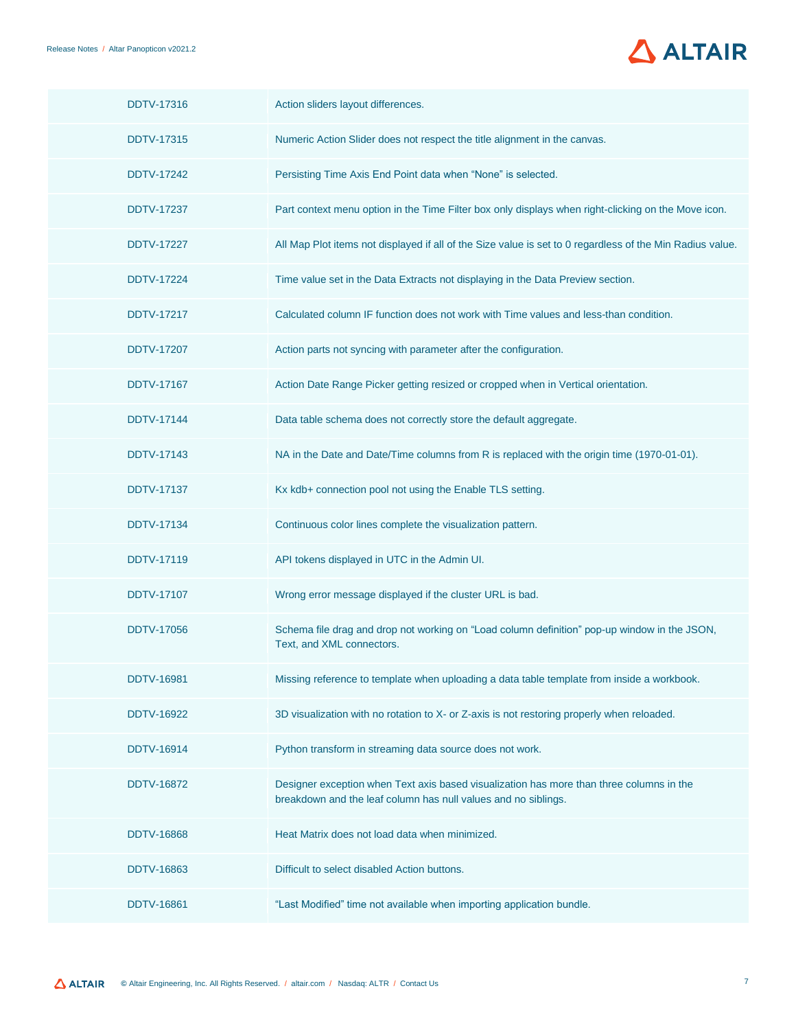| | |
|---|---|
| DDTV-17316 | Action sliders layout differences. |
| DDTV-17315 | Numeric Action Slider does not respect the title alignment in the canvas. |
| DDTV-17242 | Persisting Time Axis End Point data when “None” is selected. |
| DDTV-17237 | Part context menu option in the Time Filter box only displays when right-clicking on the Move icon. |
| DDTV-17227 | All Map Plot items not displayed if all of the Size value is set to 0 regardless of the Min Radius value. |
| DDTV-17224 | Time value set in the Data Extracts not displaying in the Data Preview section. |
| DDTV-17217 | Calculated column IF function does not work with Time values and less-than condition. |
| DDTV-17207 | Action parts not syncing with parameter after the configuration. |
| DDTV-17167 | Action Date Range Picker getting resized or cropped when in Vertical orientation. |
| DDTV-17144 | Data table schema does not correctly store the default aggregate. |
| DDTV-17143 | NA in the Date and Date/Time columns from R is replaced with the origin time (1970-01-01). |
| DDTV-17137 | Kx kdb+ connection pool not using the Enable TLS setting. |
| DDTV-17134 | Continuous color lines complete the visualization pattern. |
| DDTV-17119 | API tokens displayed in UTC in the Admin UI. |
| DDTV-17107 | Wrong error message displayed if the cluster URL is bad. |
| DDTV-17056 | Schema file drag and drop not working on “Load column definition” pop-up window in the JSON, Text, and XML connectors. |
| DDTV-16981 | Missing reference to template when uploading a data table template from inside a workbook. |
| DDTV-16922 | 3D visualization with no rotation to X- or Z-axis is not restoring properly when reloaded. |
| DDTV-16914 | Python transform in streaming data source does not work. |
| DDTV-16872 | Designer exception when Text axis based visualization has more than three columns in the breakdown and the leaf column has null values and no siblings. |
| DDTV-16868 | Heat Matrix does not load data when minimized. |
| DDTV-16863 | Difficult to select disabled Action buttons. |
| DDTV-16861 | “Last Modified” time not available when importing application bundle. |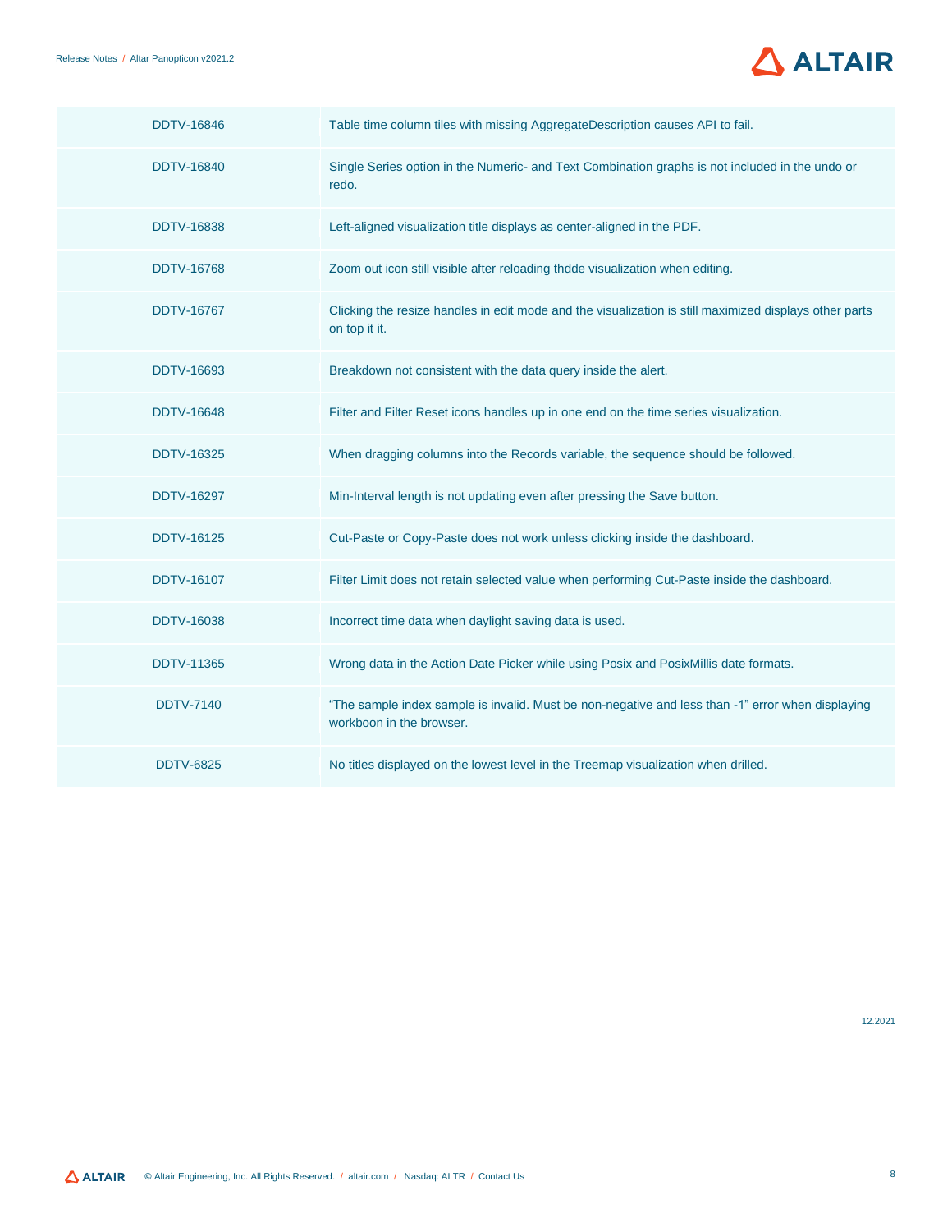| | |
|---|---|
| DDTV-16846 | Table time column tiles with missing AggregateDescription causes API to fail. |
| DDTV-16840 | Single Series option in the Numeric- and Text Combination graphs is not included in the undo or redo. |
| DDTV-16838 | Left-aligned visualization title displays as center-aligned in the PDF. |
| DDTV-16768 | Zoom out icon still visible after reloading thdde visualization when editing. |
| DDTV-16767 | Clicking the resize handles in edit mode and the visualization is still maximized displays other parts on top it it. |
| DDTV-16693 | Breakdown not consistent with the data query inside the alert. |
| DDTV-16648 | Filter and Filter Reset icons handles up in one end on the time series visualization. |
| DDTV-16325 | When dragging columns into the Records variable, the sequence should be followed. |
| DDTV-16297 | Min-Interval length is not updating even after pressing the Save button. |
| DDTV-16125 | Cut-Paste or Copy-Paste does not work unless clicking inside the dashboard. |
| DDTV-16107 | Filter Limit does not retain selected value when performing Cut-Paste inside the dashboard. |
| DDTV-16038 | Incorrect time data when daylight saving data is used. |
| DDTV-11365 | Wrong data in the Action Date Picker while using Posix and PosixMillis date formats. |
| DDTV-7140 | "The sample index sample is invalid. Must be non-negative and less than -1" error when displaying workboon in the browser. |
| DDTV-6825 | No titles displayed on the lowest level in the Treemap visualization when drilled. |

12.2021